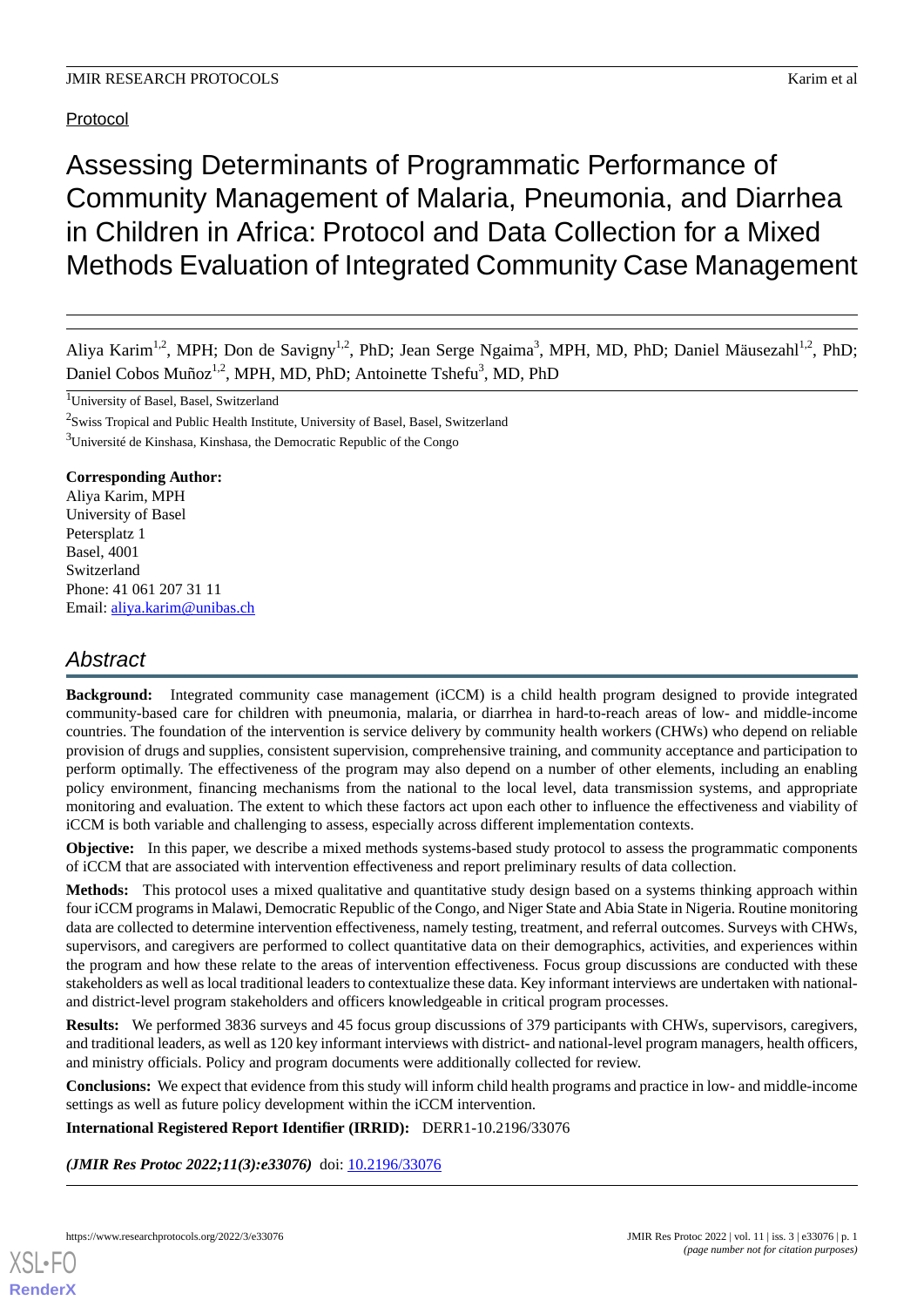Protocol

# Assessing Determinants of Programmatic Performance of Community Management of Malaria, Pneumonia, and Diarrhea in Children in Africa: Protocol and Data Collection for a Mixed Methods Evaluation of Integrated Community Case Management

Aliya Karim[1,2], MPH; Don de Savigny[1,2], PhD; Jean Serge Ngaima[3], MPH, MD, PhD; Daniel Mäusezahl[1,2], PhD; Daniel Cobos Muñoz[1,2], MPH, MD, PhD; Antoinette Tshefu[3], MD, PhD

[1]University of Basel, Basel, Switzerland

[2]Swiss Tropical and Public Health Institute, University of Basel, Basel, Switzerland

[3]Université de Kinshasa, Kinshasa, the Democratic Republic of the Congo

**Corresponding Author:**
Aliya Karim, MPH
University of Basel
Petersplatz 1
Basel, 4001
Switzerland
Phone: 41 061 207 31 11
Email: aliya.karim@unibas.ch

## Abstract

**Background:** Integrated community case management (iCCM) is a child health program designed to provide integrated community-based care for children with pneumonia, malaria, or diarrhea in hard-to-reach areas of low- and middle-income countries. The foundation of the intervention is service delivery by community health workers (CHWs) who depend on reliable provision of drugs and supplies, consistent supervision, comprehensive training, and community acceptance and participation to perform optimally. The effectiveness of the program may also depend on a number of other elements, including an enabling policy environment, financing mechanisms from the national to the local level, data transmission systems, and appropriate monitoring and evaluation. The extent to which these factors act upon each other to influence the effectiveness and viability of iCCM is both variable and challenging to assess, especially across different implementation contexts.

**Objective:** In this paper, we describe a mixed methods systems-based study protocol to assess the programmatic components of iCCM that are associated with intervention effectiveness and report preliminary results of data collection.

**Methods:** This protocol uses a mixed qualitative and quantitative study design based on a systems thinking approach within four iCCM programs in Malawi, Democratic Republic of the Congo, and Niger State and Abia State in Nigeria. Routine monitoring data are collected to determine intervention effectiveness, namely testing, treatment, and referral outcomes. Surveys with CHWs, supervisors, and caregivers are performed to collect quantitative data on their demographics, activities, and experiences within the program and how these relate to the areas of intervention effectiveness. Focus group discussions are conducted with these stakeholders as well as local traditional leaders to contextualize these data. Key informant interviews are undertaken with national- and district-level program stakeholders and officers knowledgeable in critical program processes.

**Results:** We performed 3836 surveys and 45 focus group discussions of 379 participants with CHWs, supervisors, caregivers, and traditional leaders, as well as 120 key informant interviews with district- and national-level program managers, health officers, and ministry officials. Policy and program documents were additionally collected for review.

**Conclusions:** We expect that evidence from this study will inform child health programs and practice in low- and middle-income settings as well as future policy development within the iCCM intervention.

**International Registered Report Identifier (IRRID):** DERR1-10.2196/33076

***(JMIR Res Protoc 2022;11(3):e33076)*** doi: 10.2196/33076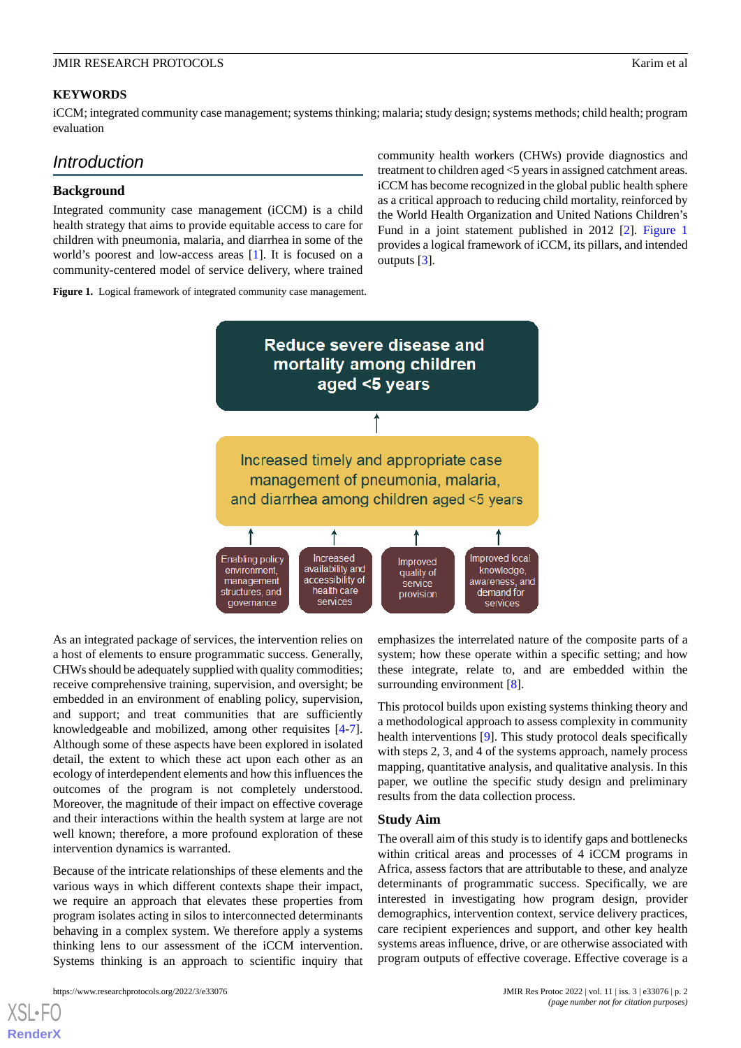## KEYWORDS

iCCM; integrated community case management; systems thinking; malaria; study design; systems methods; child health; program evaluation

# Introduction

## Background

Integrated community case management (iCCM) is a child health strategy that aims to provide equitable access to care for children with pneumonia, malaria, and diarrhea in some of the world's poorest and low-access areas [1]. It is focused on a community-centered model of service delivery, where trained community health workers (CHWs) provide diagnostics and treatment to children aged <5 years in assigned catchment areas. iCCM has become recognized in the global public health sphere as a critical approach to reducing child mortality, reinforced by the World Health Organization and United Nations Children's Fund in a joint statement published in 2012 [2]. Figure 1 provides a logical framework of iCCM, its pillars, and intended outputs [3].

**Figure 1.** Logical framework of integrated community case management.

Reduce severe disease and mortality among children aged <5 years

↑

Increased timely and appropriate case management of pneumonia, malaria, and diarrhea among children aged <5 years

↑

- Enabling policy environment, management structures, and governance
- Increased availability and accessibility of health care services
- Improved quality of service provision
- Improved local knowledge, awareness, and demand for services

As an integrated package of services, the intervention relies on a host of elements to ensure programmatic success. Generally, CHWs should be adequately supplied with quality commodities; receive comprehensive training, supervision, and oversight; be embedded in an environment of enabling policy, supervision, and support; and treat communities that are sufficiently knowledgeable and mobilized, among other requisites [4-7]. Although some of these aspects have been explored in isolated detail, the extent to which these act upon each other as an ecology of interdependent elements and how this influences the outcomes of the program is not completely understood. Moreover, the magnitude of their impact on effective coverage and their interactions within the health system at large are not well known; therefore, a more profound exploration of these intervention dynamics is warranted.

Because of the intricate relationships of these elements and the various ways in which different contexts shape their impact, we require an approach that elevates these properties from program isolates acting in silos to interconnected determinants behaving in a complex system. We therefore apply a systems thinking lens to our assessment of the iCCM intervention. Systems thinking is an approach to scientific inquiry that emphasizes the interrelated nature of the composite parts of a system; how these operate within a specific setting; and how these integrate, relate to, and are embedded within the surrounding environment [8].

This protocol builds upon existing systems thinking theory and a methodological approach to assess complexity in community health interventions [9]. This study protocol deals specifically with steps 2, 3, and 4 of the systems approach, namely process mapping, quantitative analysis, and qualitative analysis. In this paper, we outline the specific study design and preliminary results from the data collection process.

## Study Aim

The overall aim of this study is to identify gaps and bottlenecks within critical areas and processes of 4 iCCM programs in Africa, assess factors that are attributable to these, and analyze determinants of programmatic success. Specifically, we are interested in investigating how program design, provider demographics, intervention context, service delivery practices, care recipient experiences and support, and other key health systems areas influence, drive, or are otherwise associated with program outputs of effective coverage. Effective coverage is a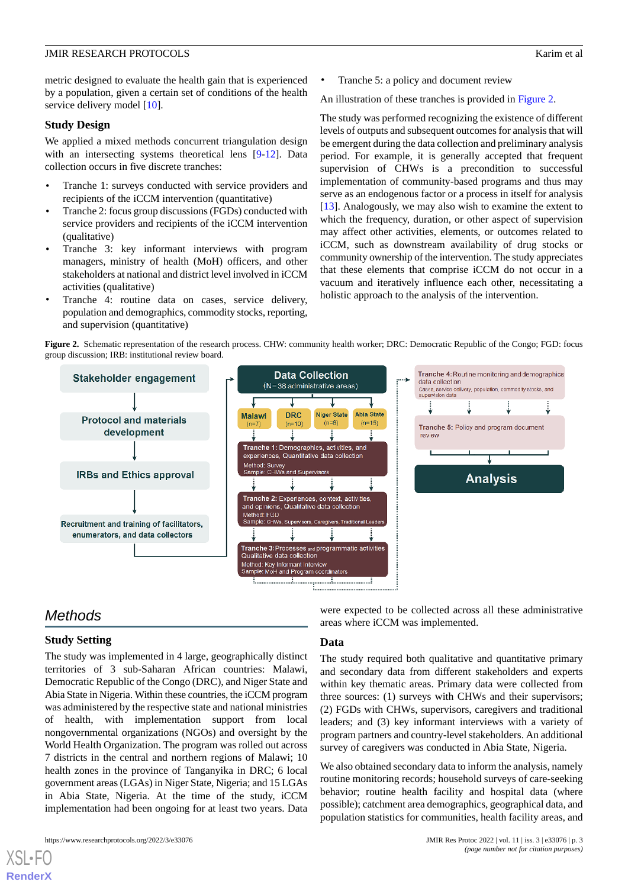metric designed to evaluate the health gain that is experienced by a population, given a certain set of conditions of the health service delivery model [10].

### Study Design

We applied a mixed methods concurrent triangulation design with an intersecting systems theoretical lens [9-12]. Data collection occurs in five discrete tranches:

- Tranche 1: surveys conducted with service providers and recipients of the iCCM intervention (quantitative)
- Tranche 2: focus group discussions (FGDs) conducted with service providers and recipients of the iCCM intervention (qualitative)
- Tranche 3: key informant interviews with program managers, ministry of health (MoH) officers, and other stakeholders at national and district level involved in iCCM activities (qualitative)
- Tranche 4: routine data on cases, service delivery, population and demographics, commodity stocks, reporting, and supervision (quantitative)
- Tranche 5: a policy and document review

An illustration of these tranches is provided in Figure 2.

The study was performed recognizing the existence of different levels of outputs and subsequent outcomes for analysis that will be emergent during the data collection and preliminary analysis period. For example, it is generally accepted that frequent supervision of CHWs is a precondition to successful implementation of community-based programs and thus may serve as an endogenous factor or a process in itself for analysis [13]. Analogously, we may also wish to examine the extent to which the frequency, duration, or other aspect of supervision may affect other activities, elements, or outcomes related to iCCM, such as downstream availability of drug stocks or community ownership of the intervention. The study appreciates that these elements that comprise iCCM do not occur in a vacuum and iteratively influence each other, necessitating a holistic approach to the analysis of the intervention.

**Figure 2.** Schematic representation of the research process. CHW: community health worker; DRC: Democratic Republic of the Congo; FGD: focus group discussion; IRB: institutional review board.

Stakeholder engagement → Protocol and materials development → IRBs and Ethics approval → Recruitment and training of facilitators, enumerators, and data collectors

Data Collection (N=38 administrative areas): Malawi (n=7), DRC (n=10), Niger State (n=6), Abia State (n=15)

- Tranche 1: Demographics, activities, and experiences, Quantitative data collection. Method: Survey. Sample: CHWs and Supervisors
- Tranche 2: Experiences, context, activities, and opinions, Qualitative data collection. Method: FGD. Sample: CHWs, Supervisors, Caregivers, Traditional Leaders
- Tranche 3: Processes and programmatic activities. Qualitative data collection. Method: Key Informant Interview. Sample: MoH and Program coordinators
- Tranche 4: Routine monitoring and demographics data collection. Cases, service delivery, population, commodity stocks, and supervision data
- Tranche 5: Policy and program document review

→ Analysis

## Methods

### Study Setting

The study was implemented in 4 large, geographically distinct territories of 3 sub-Saharan African countries: Malawi, Democratic Republic of the Congo (DRC), and Niger State and Abia State in Nigeria. Within these countries, the iCCM program was administered by the respective state and national ministries of health, with implementation support from local nongovernmental organizations (NGOs) and oversight by the World Health Organization. The program was rolled out across 7 districts in the central and northern regions of Malawi; 10 health zones in the province of Tanganyika in DRC; 6 local government areas (LGAs) in Niger State, Nigeria; and 15 LGAs in Abia State, Nigeria. At the time of the study, iCCM implementation had been ongoing for at least two years. Data were expected to be collected across all these administrative areas where iCCM was implemented.

### Data

The study required both qualitative and quantitative primary and secondary data from different stakeholders and experts within key thematic areas. Primary data were collected from three sources: (1) surveys with CHWs and their supervisors; (2) FGDs with CHWs, supervisors, caregivers and traditional leaders; and (3) key informant interviews with a variety of program partners and country-level stakeholders. An additional survey of caregivers was conducted in Abia State, Nigeria.

We also obtained secondary data to inform the analysis, namely routine monitoring records; household surveys of care-seeking behavior; routine health facility and hospital data (where possible); catchment area demographics, geographical data, and population statistics for communities, health facility areas, and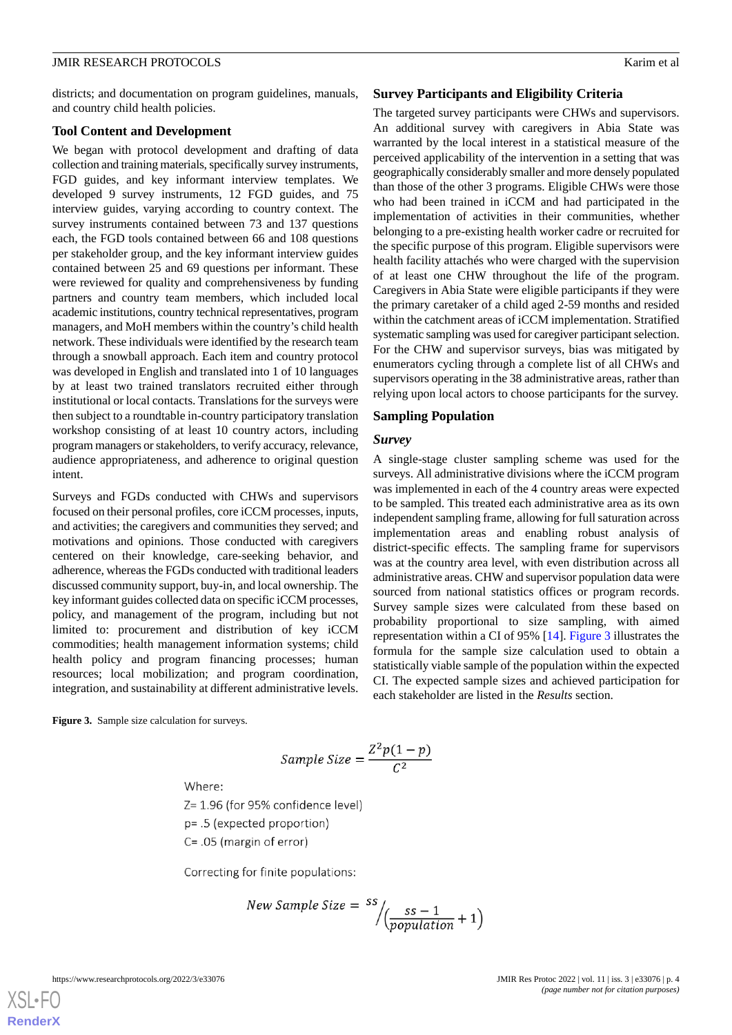districts; and documentation on program guidelines, manuals, and country child health policies.

### Tool Content and Development

We began with protocol development and drafting of data collection and training materials, specifically survey instruments, FGD guides, and key informant interview templates. We developed 9 survey instruments, 12 FGD guides, and 75 interview guides, varying according to country context. The survey instruments contained between 73 and 137 questions each, the FGD tools contained between 66 and 108 questions per stakeholder group, and the key informant interview guides contained between 25 and 69 questions per informant. These were reviewed for quality and comprehensiveness by funding partners and country team members, which included local academic institutions, country technical representatives, program managers, and MoH members within the country's child health network. These individuals were identified by the research team through a snowball approach. Each item and country protocol was developed in English and translated into 1 of 10 languages by at least two trained translators recruited either through institutional or local contacts. Translations for the surveys were then subject to a roundtable in-country participatory translation workshop consisting of at least 10 country actors, including program managers or stakeholders, to verify accuracy, relevance, audience appropriateness, and adherence to original question intent.

Surveys and FGDs conducted with CHWs and supervisors focused on their personal profiles, core iCCM processes, inputs, and activities; the caregivers and communities they served; and motivations and opinions. Those conducted with caregivers centered on their knowledge, care-seeking behavior, and adherence, whereas the FGDs conducted with traditional leaders discussed community support, buy-in, and local ownership. The key informant guides collected data on specific iCCM processes, policy, and management of the program, including but not limited to: procurement and distribution of key iCCM commodities; health management information systems; child health policy and program financing processes; human resources; local mobilization; and program coordination, integration, and sustainability at different administrative levels.

### Survey Participants and Eligibility Criteria

The targeted survey participants were CHWs and supervisors. An additional survey with caregivers in Abia State was warranted by the local interest in a statistical measure of the perceived applicability of the intervention in a setting that was geographically considerably smaller and more densely populated than those of the other 3 programs. Eligible CHWs were those who had been trained in iCCM and had participated in the implementation of activities in their communities, whether belonging to a pre-existing health worker cadre or recruited for the specific purpose of this program. Eligible supervisors were health facility attachés who were charged with the supervision of at least one CHW throughout the life of the program. Caregivers in Abia State were eligible participants if they were the primary caretaker of a child aged 2-59 months and resided within the catchment areas of iCCM implementation. Stratified systematic sampling was used for caregiver participant selection. For the CHW and supervisor surveys, bias was mitigated by enumerators cycling through a complete list of all CHWs and supervisors operating in the 38 administrative areas, rather than relying upon local actors to choose participants for the survey.

### Sampling Population

#### *Survey*

A single-stage cluster sampling scheme was used for the surveys. All administrative divisions where the iCCM program was implemented in each of the 4 country areas were expected to be sampled. This treated each administrative area as its own independent sampling frame, allowing for full saturation across implementation areas and enabling robust analysis of district-specific effects. The sampling frame for supervisors was at the country area level, with even distribution across all administrative areas. CHW and supervisor population data were sourced from national statistics offices or program records. Survey sample sizes were calculated from these based on probability proportional to size sampling, with aimed representation within a CI of 95% [14]. Figure 3 illustrates the formula for the sample size calculation used to obtain a statistically viable sample of the population within the expected CI. The expected sample sizes and achieved participation for each stakeholder are listed in the *Results* section.

**Figure 3.** Sample size calculation for surveys.

$$Sample\ Size = \frac{Z^2 p(1-p)}{C^2}$$

Where:

Z= 1.96 (for 95% confidence level)

p= .5 (expected proportion)

C= .05 (margin of error)

Correcting for finite populations:

$$New\ Sample\ Size = {}^{ss}\!\Big/\!\left(\frac{ss-1}{population}+1\right)$$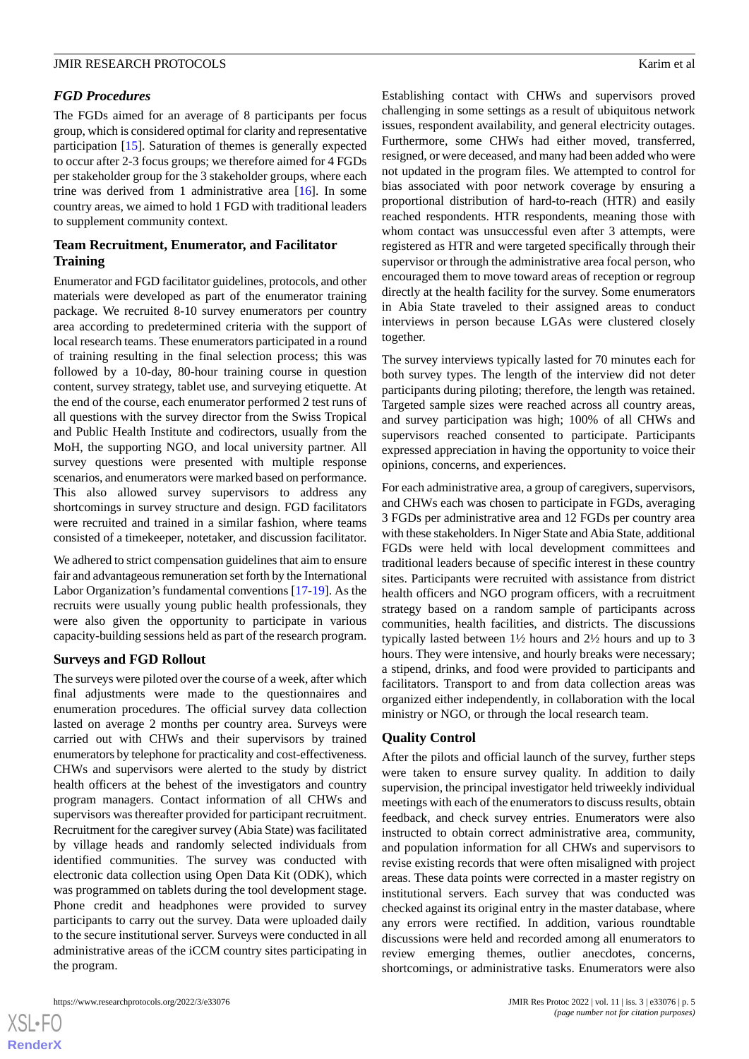### FGD Procedures

The FGDs aimed for an average of 8 participants per focus group, which is considered optimal for clarity and representative participation [15]. Saturation of themes is generally expected to occur after 2-3 focus groups; we therefore aimed for 4 FGDs per stakeholder group for the 3 stakeholder groups, where each trine was derived from 1 administrative area [16]. In some country areas, we aimed to hold 1 FGD with traditional leaders to supplement community context.

### Team Recruitment, Enumerator, and Facilitator Training

Enumerator and FGD facilitator guidelines, protocols, and other materials were developed as part of the enumerator training package. We recruited 8-10 survey enumerators per country area according to predetermined criteria with the support of local research teams. These enumerators participated in a round of training resulting in the final selection process; this was followed by a 10-day, 80-hour training course in question content, survey strategy, tablet use, and surveying etiquette. At the end of the course, each enumerator performed 2 test runs of all questions with the survey director from the Swiss Tropical and Public Health Institute and codirectors, usually from the MoH, the supporting NGO, and local university partner. All survey questions were presented with multiple response scenarios, and enumerators were marked based on performance. This also allowed survey supervisors to address any shortcomings in survey structure and design. FGD facilitators were recruited and trained in a similar fashion, where teams consisted of a timekeeper, notetaker, and discussion facilitator.

We adhered to strict compensation guidelines that aim to ensure fair and advantageous remuneration set forth by the International Labor Organization's fundamental conventions [17-19]. As the recruits were usually young public health professionals, they were also given the opportunity to participate in various capacity-building sessions held as part of the research program.

### Surveys and FGD Rollout

The surveys were piloted over the course of a week, after which final adjustments were made to the questionnaires and enumeration procedures. The official survey data collection lasted on average 2 months per country area. Surveys were carried out with CHWs and their supervisors by trained enumerators by telephone for practicality and cost-effectiveness. CHWs and supervisors were alerted to the study by district health officers at the behest of the investigators and country program managers. Contact information of all CHWs and supervisors was thereafter provided for participant recruitment. Recruitment for the caregiver survey (Abia State) was facilitated by village heads and randomly selected individuals from identified communities. The survey was conducted with electronic data collection using Open Data Kit (ODK), which was programmed on tablets during the tool development stage. Phone credit and headphones were provided to survey participants to carry out the survey. Data were uploaded daily to the secure institutional server. Surveys were conducted in all administrative areas of the iCCM country sites participating in the program.

Establishing contact with CHWs and supervisors proved challenging in some settings as a result of ubiquitous network issues, respondent availability, and general electricity outages. Furthermore, some CHWs had either moved, transferred, resigned, or were deceased, and many had been added who were not updated in the program files. We attempted to control for bias associated with poor network coverage by ensuring a proportional distribution of hard-to-reach (HTR) and easily reached respondents. HTR respondents, meaning those with whom contact was unsuccessful even after 3 attempts, were registered as HTR and were targeted specifically through their supervisor or through the administrative area focal person, who encouraged them to move toward areas of reception or regroup directly at the health facility for the survey. Some enumerators in Abia State traveled to their assigned areas to conduct interviews in person because LGAs were clustered closely together.

The survey interviews typically lasted for 70 minutes each for both survey types. The length of the interview did not deter participants during piloting; therefore, the length was retained. Targeted sample sizes were reached across all country areas, and survey participation was high; 100% of all CHWs and supervisors reached consented to participate. Participants expressed appreciation in having the opportunity to voice their opinions, concerns, and experiences.

For each administrative area, a group of caregivers, supervisors, and CHWs each was chosen to participate in FGDs, averaging 3 FGDs per administrative area and 12 FGDs per country area with these stakeholders. In Niger State and Abia State, additional FGDs were held with local development committees and traditional leaders because of specific interest in these country sites. Participants were recruited with assistance from district health officers and NGO program officers, with a recruitment strategy based on a random sample of participants across communities, health facilities, and districts. The discussions typically lasted between 1½ hours and 2½ hours and up to 3 hours. They were intensive, and hourly breaks were necessary; a stipend, drinks, and food were provided to participants and facilitators. Transport to and from data collection areas was organized either independently, in collaboration with the local ministry or NGO, or through the local research team.

### Quality Control

After the pilots and official launch of the survey, further steps were taken to ensure survey quality. In addition to daily supervision, the principal investigator held triweekly individual meetings with each of the enumerators to discuss results, obtain feedback, and check survey entries. Enumerators were also instructed to obtain correct administrative area, community, and population information for all CHWs and supervisors to revise existing records that were often misaligned with project areas. These data points were corrected in a master registry on institutional servers. Each survey that was conducted was checked against its original entry in the master database, where any errors were rectified. In addition, various roundtable discussions were held and recorded among all enumerators to review emerging themes, outlier anecdotes, concerns, shortcomings, or administrative tasks. Enumerators were also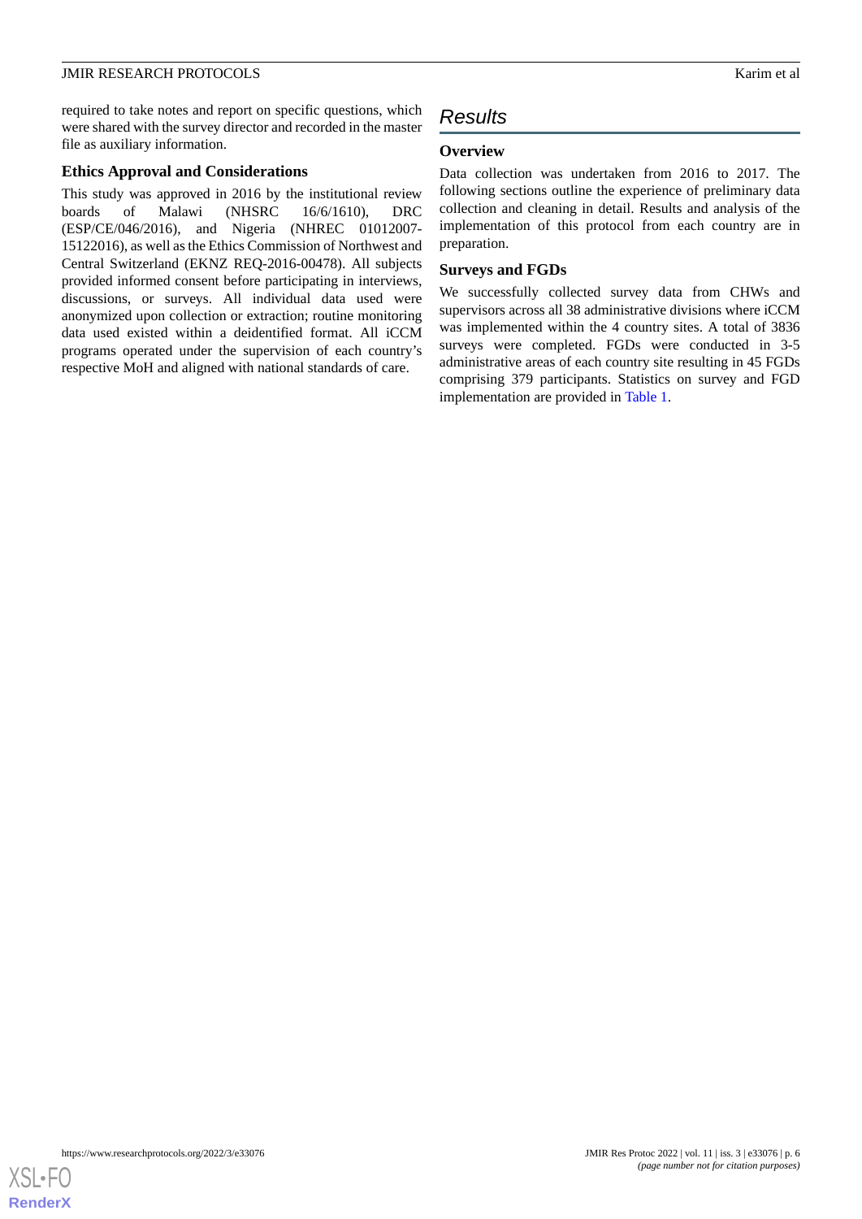required to take notes and report on specific questions, which were shared with the survey director and recorded in the master file as auxiliary information.

### Ethics Approval and Considerations

This study was approved in 2016 by the institutional review boards of Malawi (NHSRC 16/6/1610), DRC (ESP/CE/046/2016), and Nigeria (NHREC 01012007-15122016), as well as the Ethics Commission of Northwest and Central Switzerland (EKNZ REQ-2016-00478). All subjects provided informed consent before participating in interviews, discussions, or surveys. All individual data used were anonymized upon collection or extraction; routine monitoring data used existed within a deidentified format. All iCCM programs operated under the supervision of each country's respective MoH and aligned with national standards of care.

## Results

### Overview

Data collection was undertaken from 2016 to 2017. The following sections outline the experience of preliminary data collection and cleaning in detail. Results and analysis of the implementation of this protocol from each country are in preparation.

### Surveys and FGDs

We successfully collected survey data from CHWs and supervisors across all 38 administrative divisions where iCCM was implemented within the 4 country sites. A total of 3836 surveys were completed. FGDs were conducted in 3-5 administrative areas of each country site resulting in 45 FGDs comprising 379 participants. Statistics on survey and FGD implementation are provided in Table 1.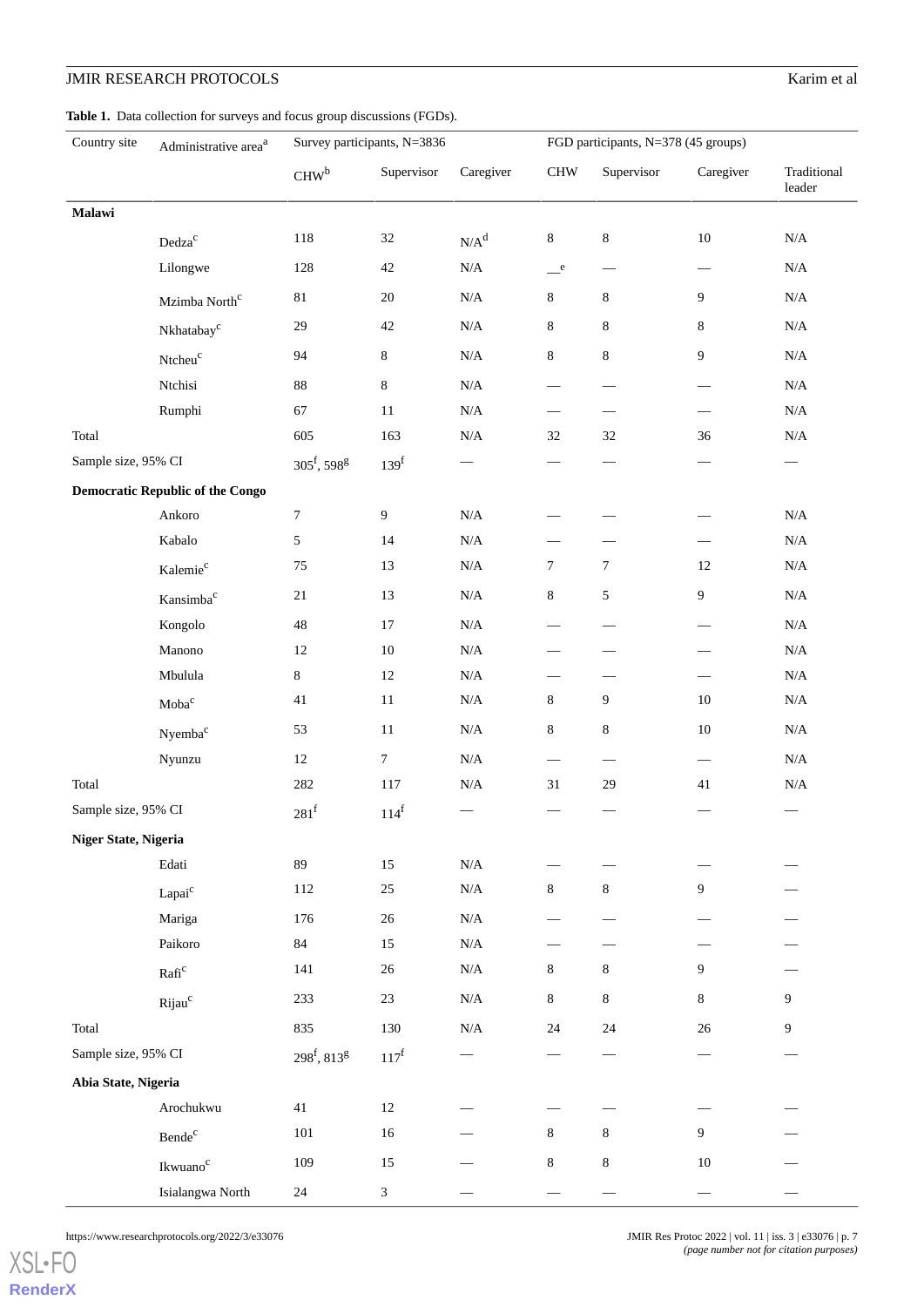**Table 1.** Data collection for surveys and focus group discussions (FGDs).

| Country site | Administrative area[a] | Survey participants, N=3836 | | | FGD participants, N=378 (45 groups) | | | |
|---|---|---|---|---|---|---|---|---|
| | | CHW[b] | Supervisor | Caregiver | CHW | Supervisor | Caregiver | Traditional leader |
| **Malawi** | | | | | | | | |
| | Dedza[c] | 118 | 32 | N/A[d] | 8 | 8 | 10 | N/A |
| | Lilongwe | 128 | 42 | N/A | —[e] | — | — | N/A |
| | Mzimba North[c] | 81 | 20 | N/A | 8 | 8 | 9 | N/A |
| | Nkhatabay[c] | 29 | 42 | N/A | 8 | 8 | 8 | N/A |
| | Ntcheu[c] | 94 | 8 | N/A | 8 | 8 | 9 | N/A |
| | Ntchisi | 88 | 8 | N/A | — | — | — | N/A |
| | Rumphi | 67 | 11 | N/A | — | — | — | N/A |
| Total | | 605 | 163 | N/A | 32 | 32 | 36 | N/A |
| Sample size, 95% CI | | 305[f], 598[g] | 139[f] | — | — | — | — | — |
| **Democratic Republic of the Congo** | | | | | | | | |
| | Ankoro | 7 | 9 | N/A | — | — | — | N/A |
| | Kabalo | 5 | 14 | N/A | — | — | — | N/A |
| | Kalemie[c] | 75 | 13 | N/A | 7 | 7 | 12 | N/A |
| | Kansimba[c] | 21 | 13 | N/A | 8 | 5 | 9 | N/A |
| | Kongolo | 48 | 17 | N/A | — | — | — | N/A |
| | Manono | 12 | 10 | N/A | — | — | — | N/A |
| | Mbulula | 8 | 12 | N/A | — | — | — | N/A |
| | Moba[c] | 41 | 11 | N/A | 8 | 9 | 10 | N/A |
| | Nyemba[c] | 53 | 11 | N/A | 8 | 8 | 10 | N/A |
| | Nyunzu | 12 | 7 | N/A | — | — | — | N/A |
| Total | | 282 | 117 | N/A | 31 | 29 | 41 | N/A |
| Sample size, 95% CI | | 281[f] | 114[f] | — | — | — | — | — |
| **Niger State, Nigeria** | | | | | | | | |
| | Edati | 89 | 15 | N/A | — | — | — | — |
| | Lapai[c] | 112 | 25 | N/A | 8 | 8 | 9 | — |
| | Mariga | 176 | 26 | N/A | — | — | — | — |
| | Paikoro | 84 | 15 | N/A | — | — | — | — |
| | Rafi[c] | 141 | 26 | N/A | 8 | 8 | 9 | — |
| | Rijau[c] | 233 | 23 | N/A | 8 | 8 | 8 | 9 |
| Total | | 835 | 130 | N/A | 24 | 24 | 26 | 9 |
| Sample size, 95% CI | | 298[f], 813[g] | 117[f] | — | — | — | — | — |
| **Abia State, Nigeria** | | | | | | | | |
| | Arochukwu | 41 | 12 | — | — | — | — | — |
| | Bende[c] | 101 | 16 | — | 8 | 8 | 9 | — |
| | Ikwuano[c] | 109 | 15 | — | 8 | 8 | 10 | — |
| | Isialangwa North | 24 | 3 | — | — | — | — | — |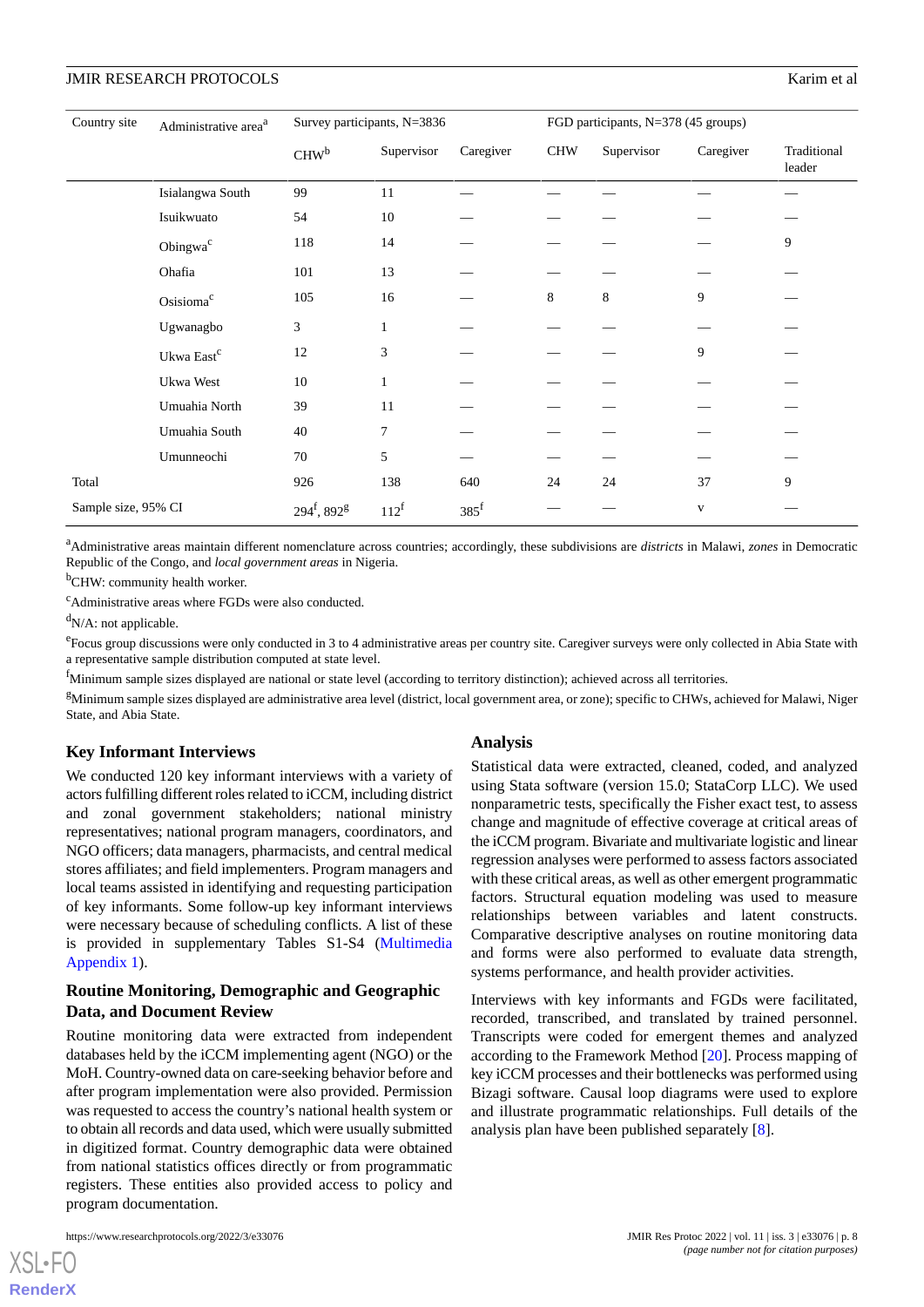| Country site | Administrative area[a] | Survey participants, N=3836 | | | FGD participants, N=378 (45 groups) | | | |
|---|---|---|---|---|---|---|---|---|
| | | CHW[b] | Supervisor | Caregiver | CHW | Supervisor | Caregiver | Traditional leader |
| | Isialangwa South | 99 | 11 | — | — | — | — | — |
| | Isuikwuato | 54 | 10 | — | — | — | — | — |
| | Obingwa[c] | 118 | 14 | — | — | — | — | 9 |
| | Ohafia | 101 | 13 | — | — | — | — | — |
| | Osisioma[c] | 105 | 16 | — | 8 | 8 | 9 | — |
| | Ugwanagbo | 3 | 1 | — | — | — | — | — |
| | Ukwa East[c] | 12 | 3 | — | — | — | 9 | — |
| | Ukwa West | 10 | 1 | — | — | — | — | — |
| | Umuahia North | 39 | 11 | — | — | — | — | — |
| | Umuahia South | 40 | 7 | — | — | — | — | — |
| | Umunneochi | 70 | 5 | — | — | — | — | — |
| Total | | 926 | 138 | 640 | 24 | 24 | 37 | 9 |
| Sample size, 95% CI | | 294[f], 892[g] | 112[f] | 385[f] | — | — | v | — |

[a]Administrative areas maintain different nomenclature across countries; accordingly, these subdivisions are *districts* in Malawi, *zones* in Democratic Republic of the Congo, and *local government areas* in Nigeria.

[b]CHW: community health worker.

[c]Administrative areas where FGDs were also conducted.

[d]N/A: not applicable.

[e]Focus group discussions were only conducted in 3 to 4 administrative areas per country site. Caregiver surveys were only collected in Abia State with a representative sample distribution computed at state level.

[f]Minimum sample sizes displayed are national or state level (according to territory distinction); achieved across all territories.

[g]Minimum sample sizes displayed are administrative area level (district, local government area, or zone); specific to CHWs, achieved for Malawi, Niger State, and Abia State.

### Key Informant Interviews

We conducted 120 key informant interviews with a variety of actors fulfilling different roles related to iCCM, including district and zonal government stakeholders; national ministry representatives; national program managers, coordinators, and NGO officers; data managers, pharmacists, and central medical stores affiliates; and field implementers. Program managers and local teams assisted in identifying and requesting participation of key informants. Some follow-up key informant interviews were necessary because of scheduling conflicts. A list of these is provided in supplementary Tables S1-S4 (Multimedia Appendix 1).

### Routine Monitoring, Demographic and Geographic Data, and Document Review

Routine monitoring data were extracted from independent databases held by the iCCM implementing agent (NGO) or the MoH. Country-owned data on care-seeking behavior before and after program implementation were also provided. Permission was requested to access the country's national health system or to obtain all records and data used, which were usually submitted in digitized format. Country demographic data were obtained from national statistics offices directly or from programmatic registers. These entities also provided access to policy and program documentation.

### Analysis

Statistical data were extracted, cleaned, coded, and analyzed using Stata software (version 15.0; StataCorp LLC). We used nonparametric tests, specifically the Fisher exact test, to assess change and magnitude of effective coverage at critical areas of the iCCM program. Bivariate and multivariate logistic and linear regression analyses were performed to assess factors associated with these critical areas, as well as other emergent programmatic factors. Structural equation modeling was used to measure relationships between variables and latent constructs. Comparative descriptive analyses on routine monitoring data and forms were also performed to evaluate data strength, systems performance, and health provider activities.

Interviews with key informants and FGDs were facilitated, recorded, transcribed, and translated by trained personnel. Transcripts were coded for emergent themes and analyzed according to the Framework Method [20]. Process mapping of key iCCM processes and their bottlenecks was performed using Bizagi software. Causal loop diagrams were used to explore and illustrate programmatic relationships. Full details of the analysis plan have been published separately [8].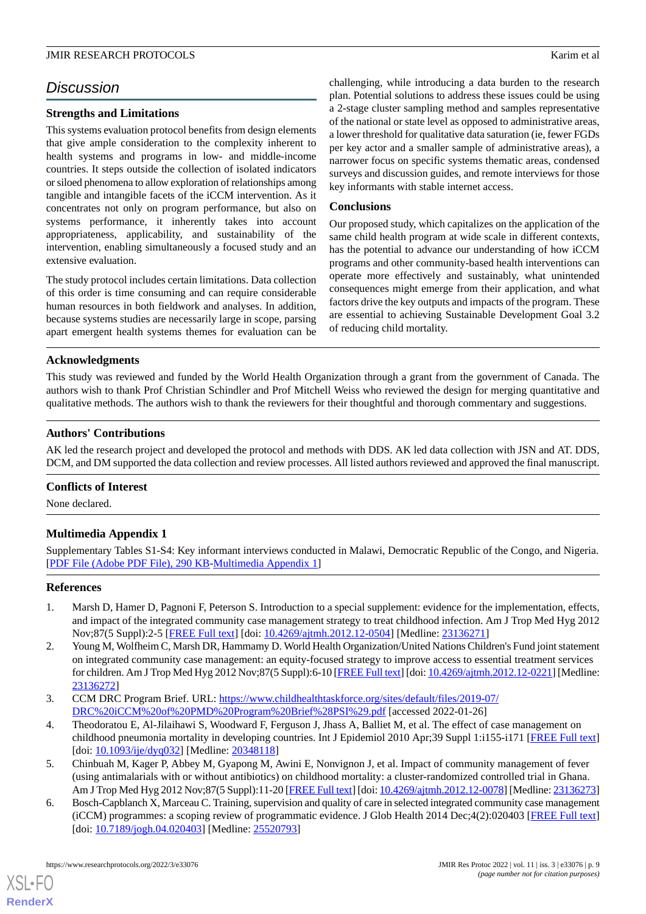## Discussion

### Strengths and Limitations

This systems evaluation protocol benefits from design elements that give ample consideration to the complexity inherent to health systems and programs in low- and middle-income countries. It steps outside the collection of isolated indicators or siloed phenomena to allow exploration of relationships among tangible and intangible facets of the iCCM intervention. As it concentrates not only on program performance, but also on systems performance, it inherently takes into account appropriateness, applicability, and sustainability of the intervention, enabling simultaneously a focused study and an extensive evaluation.

The study protocol includes certain limitations. Data collection of this order is time consuming and can require considerable human resources in both fieldwork and analyses. In addition, because systems studies are necessarily large in scope, parsing apart emergent health systems themes for evaluation can be challenging, while introducing a data burden to the research plan. Potential solutions to address these issues could be using a 2-stage cluster sampling method and samples representative of the national or state level as opposed to administrative areas, a lower threshold for qualitative data saturation (ie, fewer FGDs per key actor and a smaller sample of administrative areas), a narrower focus on specific systems thematic areas, condensed surveys and discussion guides, and remote interviews for those key informants with stable internet access.

### Conclusions

Our proposed study, which capitalizes on the application of the same child health program at wide scale in different contexts, has the potential to advance our understanding of how iCCM programs and other community-based health interventions can operate more effectively and sustainably, what unintended consequences might emerge from their application, and what factors drive the key outputs and impacts of the program. These are essential to achieving Sustainable Development Goal 3.2 of reducing child mortality.

### Acknowledgments

This study was reviewed and funded by the World Health Organization through a grant from the government of Canada. The authors wish to thank Prof Christian Schindler and Prof Mitchell Weiss who reviewed the design for merging quantitative and qualitative methods. The authors wish to thank the reviewers for their thoughtful and thorough commentary and suggestions.

### Authors' Contributions

AK led the research project and developed the protocol and methods with DDS. AK led data collection with JSN and AT. DDS, DCM, and DM supported the data collection and review processes. All listed authors reviewed and approved the final manuscript.

### Conflicts of Interest

None declared.

### Multimedia Appendix 1

Supplementary Tables S1-S4: Key informant interviews conducted in Malawi, Democratic Republic of the Congo, and Nigeria.
[PDF File (Adobe PDF File), 290 KB-Multimedia Appendix 1]

### References

1. Marsh D, Hamer D, Pagnoni F, Peterson S. Introduction to a special supplement: evidence for the implementation, effects, and impact of the integrated community case management strategy to treat childhood infection. Am J Trop Med Hyg 2012 Nov;87(5 Suppl):2-5 [FREE Full text] [doi: 10.4269/ajtmh.2012.12-0504] [Medline: 23136271]
2. Young M, Wolfheim C, Marsh DR, Hammamy D. World Health Organization/United Nations Children's Fund joint statement on integrated community case management: an equity-focused strategy to improve access to essential treatment services for children. Am J Trop Med Hyg 2012 Nov;87(5 Suppl):6-10 [FREE Full text] [doi: 10.4269/ajtmh.2012.12-0221] [Medline: 23136272]
3. CCM DRC Program Brief. URL: https://www.childhealthtaskforce.org/sites/default/files/2019-07/DRC%20iCCM%20of%20PMD%20Program%20Brief%28PSI%29.pdf [accessed 2022-01-26]
4. Theodoratou E, Al-Jilaihawi S, Woodward F, Ferguson J, Jhass A, Balliet M, et al. The effect of case management on childhood pneumonia mortality in developing countries. Int J Epidemiol 2010 Apr;39 Suppl 1:i155-i171 [FREE Full text] [doi: 10.1093/ije/dyq032] [Medline: 20348118]
5. Chinbuah M, Kager P, Abbey M, Gyapong M, Awini E, Nonvignon J, et al. Impact of community management of fever (using antimalarials with or without antibiotics) on childhood mortality: a cluster-randomized controlled trial in Ghana. Am J Trop Med Hyg 2012 Nov;87(5 Suppl):11-20 [FREE Full text] [doi: 10.4269/ajtmh.2012.12-0078] [Medline: 23136273]
6. Bosch-Capblanch X, Marceau C. Training, supervision and quality of care in selected integrated community case management (iCCM) programmes: a scoping review of programmatic evidence. J Glob Health 2014 Dec;4(2):020403 [FREE Full text] [doi: 10.7189/jogh.04.020403] [Medline: 25520793]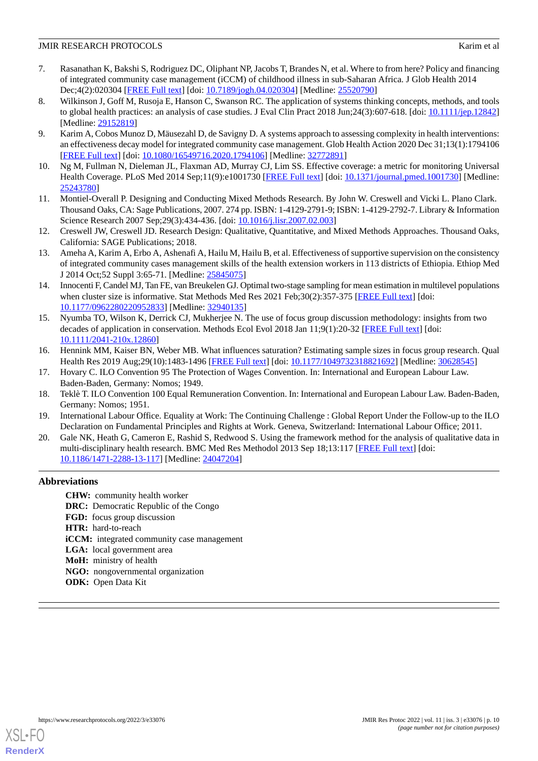7. Rasanathan K, Bakshi S, Rodriguez DC, Oliphant NP, Jacobs T, Brandes N, et al. Where to from here? Policy and financing of integrated community case management (iCCM) of childhood illness in sub-Saharan Africa. J Glob Health 2014 Dec;4(2):020304 [FREE Full text] [doi: 10.7189/jogh.04.020304] [Medline: 25520790]
8. Wilkinson J, Goff M, Rusoja E, Hanson C, Swanson RC. The application of systems thinking concepts, methods, and tools to global health practices: an analysis of case studies. J Eval Clin Pract 2018 Jun;24(3):607-618. [doi: 10.1111/jep.12842] [Medline: 29152819]
9. Karim A, Cobos Munoz D, Mäusezahl D, de Savigny D. A systems approach to assessing complexity in health interventions: an effectiveness decay model for integrated community case management. Glob Health Action 2020 Dec 31;13(1):1794106 [FREE Full text] [doi: 10.1080/16549716.2020.1794106] [Medline: 32772891]
10. Ng M, Fullman N, Dieleman JL, Flaxman AD, Murray CJ, Lim SS. Effective coverage: a metric for monitoring Universal Health Coverage. PLoS Med 2014 Sep;11(9):e1001730 [FREE Full text] [doi: 10.1371/journal.pmed.1001730] [Medline: 25243780]
11. Montiel-Overall P. Designing and Conducting Mixed Methods Research. By John W. Creswell and Vicki L. Plano Clark. Thousand Oaks, CA: Sage Publications, 2007. 274 pp. ISBN: 1-4129-2791-9; ISBN: 1-4129-2792-7. Library & Information Science Research 2007 Sep;29(3):434-436. [doi: 10.1016/j.lisr.2007.02.003]
12. Creswell JW, Creswell JD. Research Design: Qualitative, Quantitative, and Mixed Methods Approaches. Thousand Oaks, California: SAGE Publications; 2018.
13. Ameha A, Karim A, Erbo A, Ashenafi A, Hailu M, Hailu B, et al. Effectiveness of supportive supervision on the consistency of integrated community cases management skills of the health extension workers in 113 districts of Ethiopia. Ethiop Med J 2014 Oct;52 Suppl 3:65-71. [Medline: 25845075]
14. Innocenti F, Candel MJ, Tan FE, van Breukelen GJ. Optimal two-stage sampling for mean estimation in multilevel populations when cluster size is informative. Stat Methods Med Res 2021 Feb;30(2):357-375 [FREE Full text] [doi: 10.1177/0962280220952833] [Medline: 32940135]
15. Nyumba TO, Wilson K, Derrick CJ, Mukherjee N. The use of focus group discussion methodology: insights from two decades of application in conservation. Methods Ecol Evol 2018 Jan 11;9(1):20-32 [FREE Full text] [doi: 10.1111/2041-210x.12860]
16. Hennink MM, Kaiser BN, Weber MB. What influences saturation? Estimating sample sizes in focus group research. Qual Health Res 2019 Aug;29(10):1483-1496 [FREE Full text] [doi: 10.1177/1049732318821692] [Medline: 30628545]
17. Hovary C. ILO Convention 95 The Protection of Wages Convention. In: International and European Labour Law. Baden-Baden, Germany: Nomos; 1949.
18. Teklè T. ILO Convention 100 Equal Remuneration Convention. In: International and European Labour Law. Baden-Baden, Germany: Nomos; 1951.
19. International Labour Office. Equality at Work: The Continuing Challenge : Global Report Under the Follow-up to the ILO Declaration on Fundamental Principles and Rights at Work. Geneva, Switzerland: International Labour Office; 2011.
20. Gale NK, Heath G, Cameron E, Rashid S, Redwood S. Using the framework method for the analysis of qualitative data in multi-disciplinary health research. BMC Med Res Methodol 2013 Sep 18;13:117 [FREE Full text] [doi: 10.1186/1471-2288-13-117] [Medline: 24047204]

## Abbreviations

**CHW:** community health worker  
**DRC:** Democratic Republic of the Congo  
**FGD:** focus group discussion  
**HTR:** hard-to-reach  
**iCCM:** integrated community case management  
**LGA:** local government area  
**MoH:** ministry of health  
**NGO:** nongovernmental organization  
**ODK:** Open Data Kit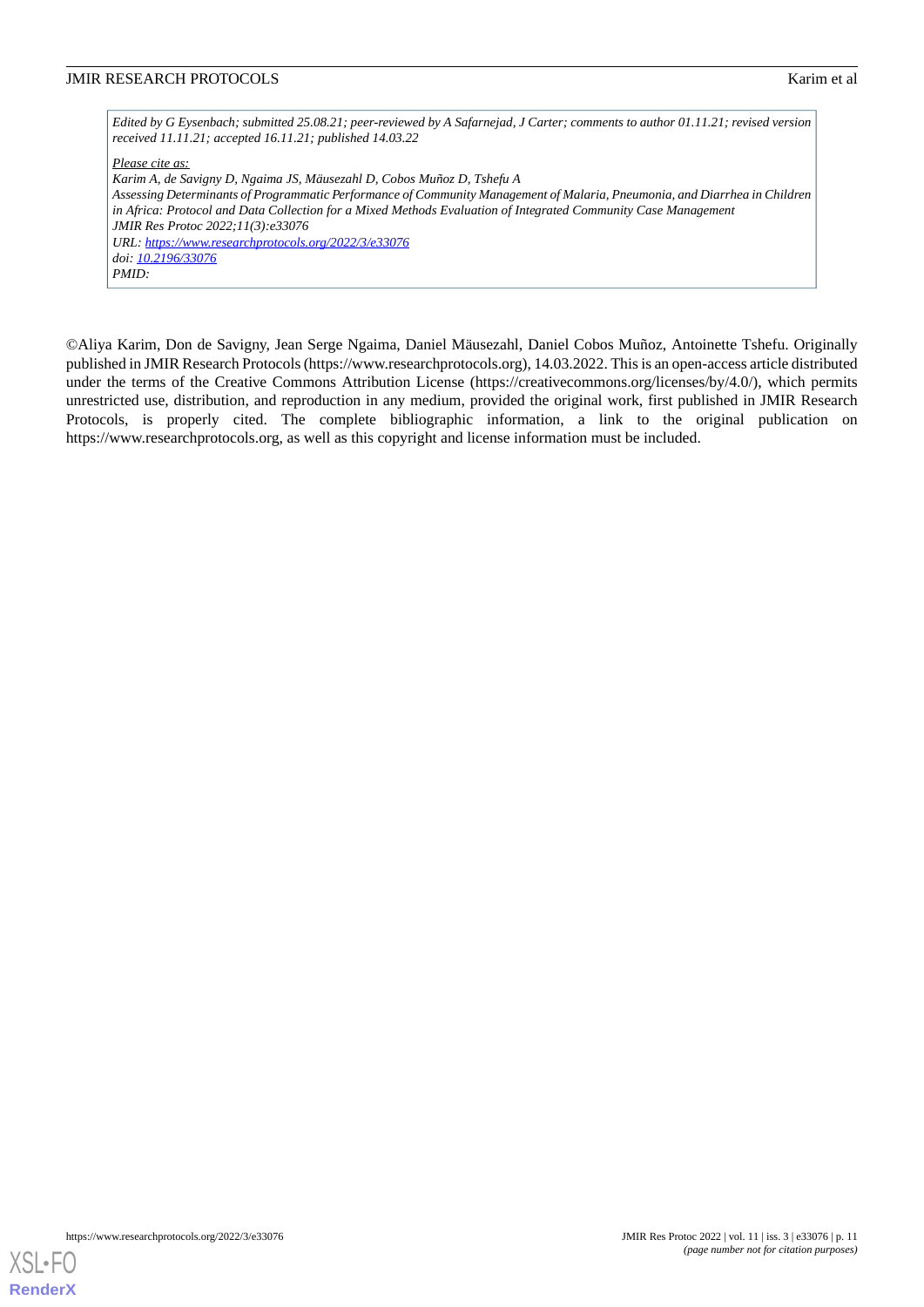*Edited by G Eysenbach; submitted 25.08.21; peer-reviewed by A Safarnejad, J Carter; comments to author 01.11.21; revised version received 11.11.21; accepted 16.11.21; published 14.03.22*

*Please cite as:*
*Karim A, de Savigny D, Ngaima JS, Mäusezahl D, Cobos Muñoz D, Tshefu A*
*Assessing Determinants of Programmatic Performance of Community Management of Malaria, Pneumonia, and Diarrhea in Children in Africa: Protocol and Data Collection for a Mixed Methods Evaluation of Integrated Community Case Management*
*JMIR Res Protoc 2022;11(3):e33076*
*URL: https://www.researchprotocols.org/2022/3/e33076*
*doi: 10.2196/33076*
*PMID:*

©Aliya Karim, Don de Savigny, Jean Serge Ngaima, Daniel Mäusezahl, Daniel Cobos Muñoz, Antoinette Tshefu. Originally published in JMIR Research Protocols (https://www.researchprotocols.org), 14.03.2022. This is an open-access article distributed under the terms of the Creative Commons Attribution License (https://creativecommons.org/licenses/by/4.0/), which permits unrestricted use, distribution, and reproduction in any medium, provided the original work, first published in JMIR Research Protocols, is properly cited. The complete bibliographic information, a link to the original publication on https://www.researchprotocols.org, as well as this copyright and license information must be included.